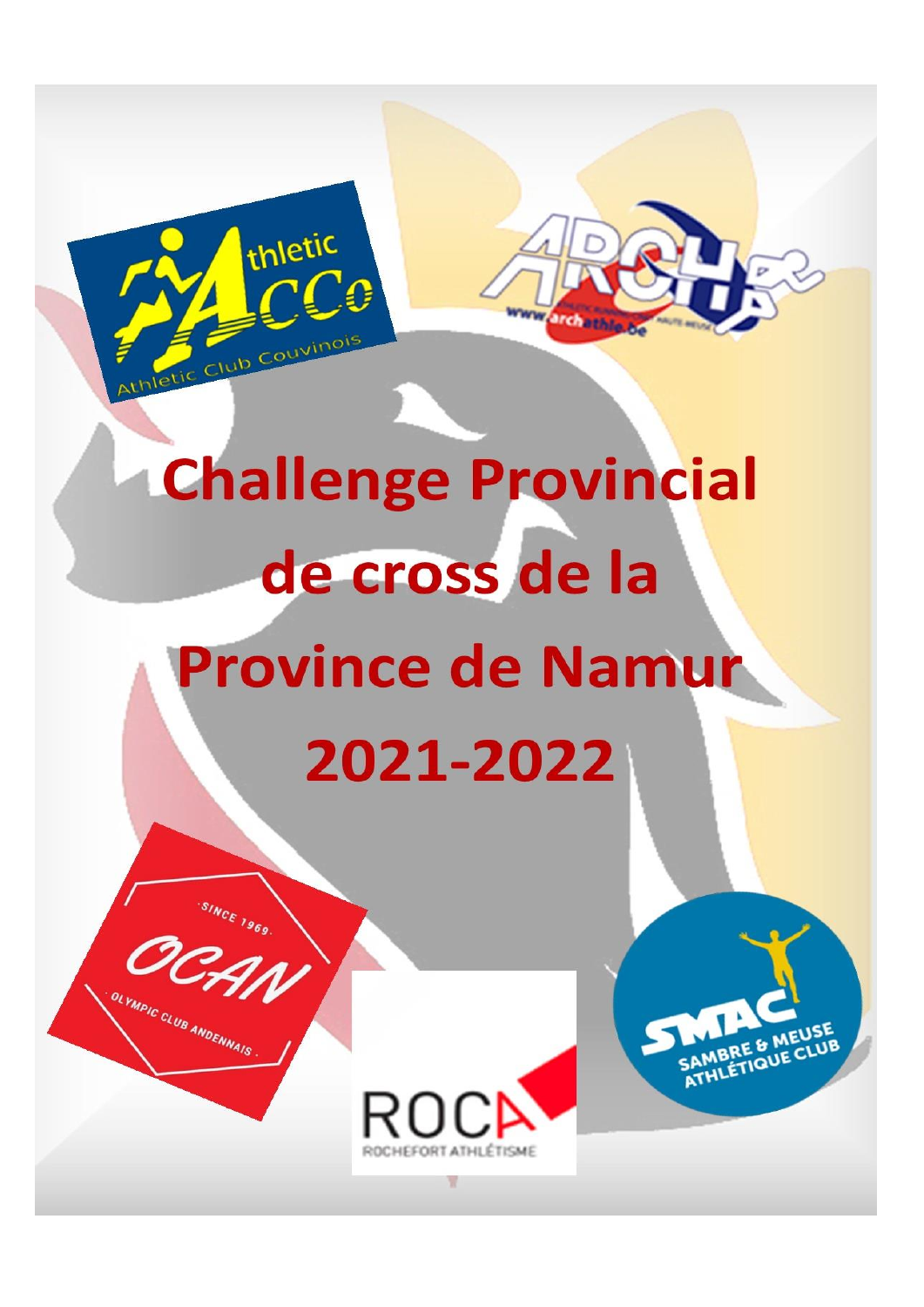# Challenge Provincial de cross de la Province de Namur 2021-2022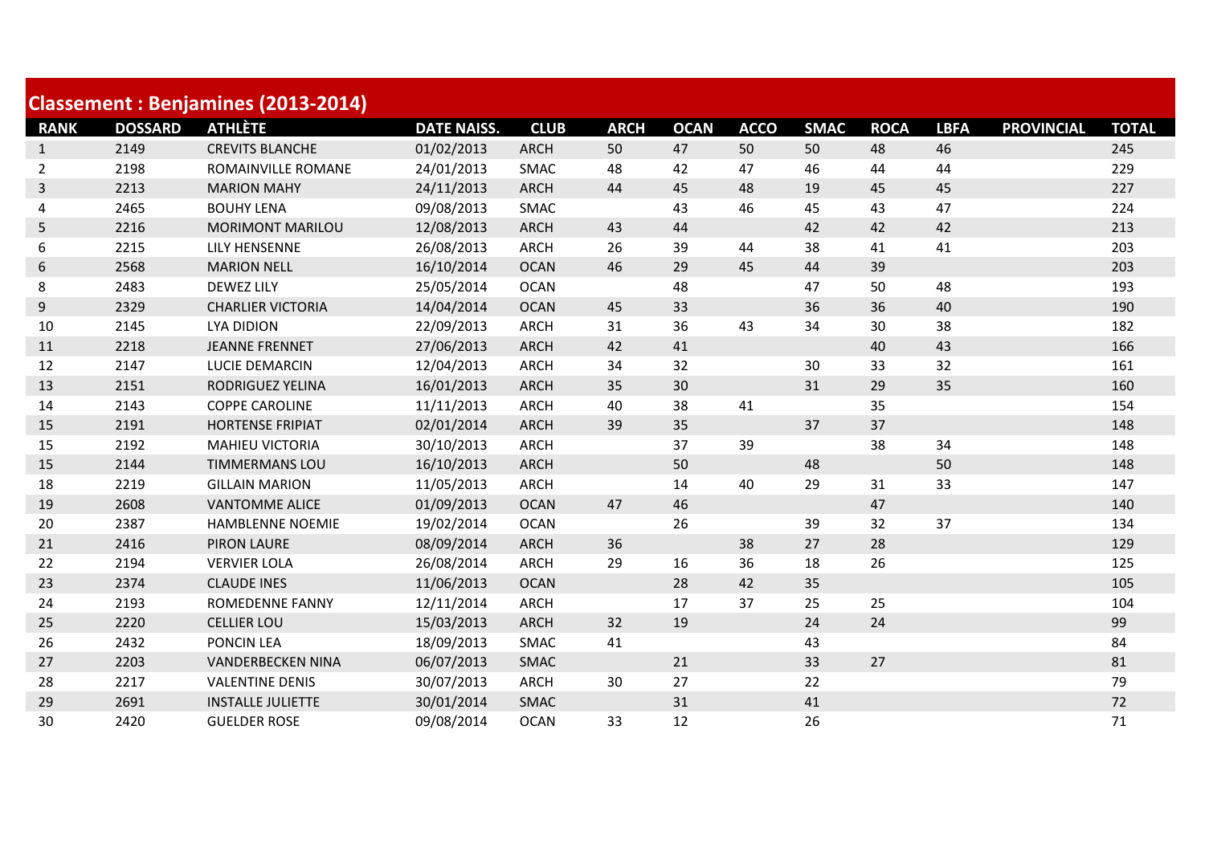## Classement : Benjamines (2013-2014)

| RANK | DOSSARD | ATHLÈTE | DATE NAISS. | CLUB | ARCH | OCAN | ACCO | SMAC | ROCA | LBFA | PROVINCIAL | TOTAL |
|---|---|---|---|---|---|---|---|---|---|---|---|---|
| 1 | 2149 | CREVITS BLANCHE | 01/02/2013 | ARCH | 50 | 47 | 50 | 50 | 48 | 46 | | 245 |
| 2 | 2198 | ROMAINVILLE ROMANE | 24/01/2013 | SMAC | 48 | 42 | 47 | 46 | 44 | 44 | | 229 |
| 3 | 2213 | MARION MAHY | 24/11/2013 | ARCH | 44 | 45 | 48 | 19 | 45 | 45 | | 227 |
| 4 | 2465 | BOUHY LENA | 09/08/2013 | SMAC | | 43 | 46 | 45 | 43 | 47 | | 224 |
| 5 | 2216 | MORIMONT MARILOU | 12/08/2013 | ARCH | 43 | 44 | | 42 | 42 | 42 | | 213 |
| 6 | 2215 | LILY HENSENNE | 26/08/2013 | ARCH | 26 | 39 | 44 | 38 | 41 | 41 | | 203 |
| 6 | 2568 | MARION NELL | 16/10/2014 | OCAN | 46 | 29 | 45 | 44 | 39 | | | 203 |
| 8 | 2483 | DEWEZ LILY | 25/05/2014 | OCAN | | 48 | | 47 | 50 | 48 | | 193 |
| 9 | 2329 | CHARLIER VICTORIA | 14/04/2014 | OCAN | 45 | 33 | | 36 | 36 | 40 | | 190 |
| 10 | 2145 | LYA DIDION | 22/09/2013 | ARCH | 31 | 36 | 43 | 34 | 30 | 38 | | 182 |
| 11 | 2218 | JEANNE FRENNET | 27/06/2013 | ARCH | 42 | 41 | | | 40 | 43 | | 166 |
| 12 | 2147 | LUCIE DEMARCIN | 12/04/2013 | ARCH | 34 | 32 | | 30 | 33 | 32 | | 161 |
| 13 | 2151 | RODRIGUEZ YELINA | 16/01/2013 | ARCH | 35 | 30 | | 31 | 29 | 35 | | 160 |
| 14 | 2143 | COPPE CAROLINE | 11/11/2013 | ARCH | 40 | 38 | 41 | | 35 | | | 154 |
| 15 | 2191 | HORTENSE FRIPIAT | 02/01/2014 | ARCH | 39 | 35 | | 37 | 37 | | | 148 |
| 15 | 2192 | MAHIEU VICTORIA | 30/10/2013 | ARCH | | 37 | 39 | | 38 | 34 | | 148 |
| 15 | 2144 | TIMMERMANS LOU | 16/10/2013 | ARCH | | 50 | | 48 | | 50 | | 148 |
| 18 | 2219 | GILLAIN MARION | 11/05/2013 | ARCH | | 14 | 40 | 29 | 31 | 33 | | 147 |
| 19 | 2608 | VANTOMME ALICE | 01/09/2013 | OCAN | 47 | 46 | | | 47 | | | 140 |
| 20 | 2387 | HAMBLENNE NOEMIE | 19/02/2014 | OCAN | | 26 | | 39 | 32 | 37 | | 134 |
| 21 | 2416 | PIRON LAURE | 08/09/2014 | ARCH | 36 | | 38 | 27 | 28 | | | 129 |
| 22 | 2194 | VERVIER LOLA | 26/08/2014 | ARCH | 29 | 16 | 36 | 18 | 26 | | | 125 |
| 23 | 2374 | CLAUDE INES | 11/06/2013 | OCAN | | 28 | 42 | 35 | | | | 105 |
| 24 | 2193 | ROMEDENNE FANNY | 12/11/2014 | ARCH | | 17 | 37 | 25 | 25 | | | 104 |
| 25 | 2220 | CELLIER LOU | 15/03/2013 | ARCH | 32 | 19 | | 24 | 24 | | | 99 |
| 26 | 2432 | PONCIN LEA | 18/09/2013 | SMAC | 41 | | | 43 | | | | 84 |
| 27 | 2203 | VANDERBECKEN NINA | 06/07/2013 | SMAC | | 21 | | 33 | 27 | | | 81 |
| 28 | 2217 | VALENTINE DENIS | 30/07/2013 | ARCH | 30 | 27 | | 22 | | | | 79 |
| 29 | 2691 | INSTALLE JULIETTE | 30/01/2014 | SMAC | | 31 | | 41 | | | | 72 |
| 30 | 2420 | GUELDER ROSE | 09/08/2014 | OCAN | 33 | 12 | | 26 | | | | 71 |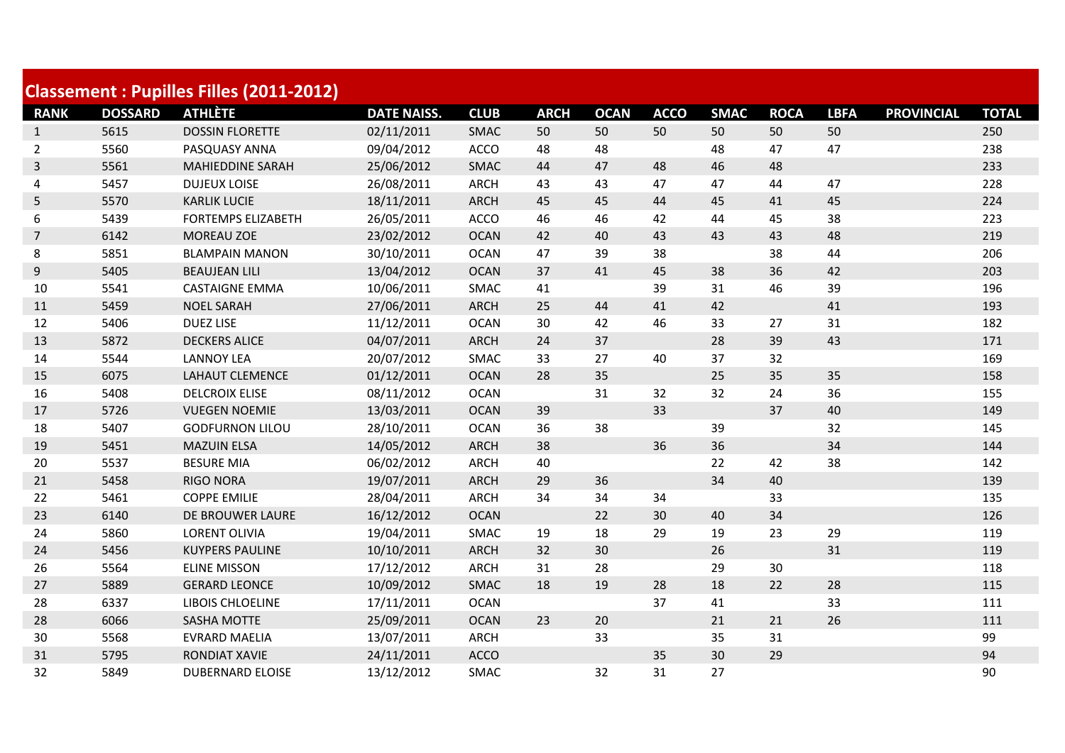## Classement : Pupilles Filles (2011-2012)

| RANK | DOSSARD | ATHLÈTE | DATE NAISS. | CLUB | ARCH | OCAN | ACCO | SMAC | ROCA | LBFA | PROVINCIAL | TOTAL |
|---|---|---|---|---|---|---|---|---|---|---|---|---|
| 1 | 5615 | DOSSIN FLORETTE | 02/11/2011 | SMAC | 50 | 50 | 50 | 50 | 50 | 50 | | 250 |
| 2 | 5560 | PASQUASY ANNA | 09/04/2012 | ACCO | 48 | 48 | | 48 | 47 | 47 | | 238 |
| 3 | 5561 | MAHIEDDINE SARAH | 25/06/2012 | SMAC | 44 | 47 | 48 | 46 | 48 | | | 233 |
| 4 | 5457 | DUJEUX LOISE | 26/08/2011 | ARCH | 43 | 43 | 47 | 47 | 44 | 47 | | 228 |
| 5 | 5570 | KARLIK LUCIE | 18/11/2011 | ARCH | 45 | 45 | 44 | 45 | 41 | 45 | | 224 |
| 6 | 5439 | FORTEMPS ELIZABETH | 26/05/2011 | ACCO | 46 | 46 | 42 | 44 | 45 | 38 | | 223 |
| 7 | 6142 | MOREAU ZOE | 23/02/2012 | OCAN | 42 | 40 | 43 | 43 | 43 | 48 | | 219 |
| 8 | 5851 | BLAMPAIN MANON | 30/10/2011 | OCAN | 47 | 39 | 38 | | 38 | 44 | | 206 |
| 9 | 5405 | BEAUJEAN LILI | 13/04/2012 | OCAN | 37 | 41 | 45 | 38 | 36 | 42 | | 203 |
| 10 | 5541 | CASTAIGNE EMMA | 10/06/2011 | SMAC | 41 | | 39 | 31 | 46 | 39 | | 196 |
| 11 | 5459 | NOEL SARAH | 27/06/2011 | ARCH | 25 | 44 | 41 | 42 | | 41 | | 193 |
| 12 | 5406 | DUEZ LISE | 11/12/2011 | OCAN | 30 | 42 | 46 | 33 | 27 | 31 | | 182 |
| 13 | 5872 | DECKERS ALICE | 04/07/2011 | ARCH | 24 | 37 | | 28 | 39 | 43 | | 171 |
| 14 | 5544 | LANNOY LEA | 20/07/2012 | SMAC | 33 | 27 | 40 | 37 | 32 | | | 169 |
| 15 | 6075 | LAHAUT CLEMENCE | 01/12/2011 | OCAN | 28 | 35 | | 25 | 35 | 35 | | 158 |
| 16 | 5408 | DELCROIX ELISE | 08/11/2012 | OCAN | | 31 | 32 | 32 | 24 | 36 | | 155 |
| 17 | 5726 | VUEGEN NOEMIE | 13/03/2011 | OCAN | 39 | | 33 | | 37 | 40 | | 149 |
| 18 | 5407 | GODFURNON LILOU | 28/10/2011 | OCAN | 36 | 38 | | 39 | | 32 | | 145 |
| 19 | 5451 | MAZUIN ELSA | 14/05/2012 | ARCH | 38 | | 36 | 36 | | 34 | | 144 |
| 20 | 5537 | BESURE MIA | 06/02/2012 | ARCH | 40 | | | 22 | 42 | 38 | | 142 |
| 21 | 5458 | RIGO NORA | 19/07/2011 | ARCH | 29 | 36 | | 34 | 40 | | | 139 |
| 22 | 5461 | COPPE EMILIE | 28/04/2011 | ARCH | 34 | 34 | 34 | | 33 | | | 135 |
| 23 | 6140 | DE BROUWER LAURE | 16/12/2012 | OCAN | | 22 | 30 | 40 | 34 | | | 126 |
| 24 | 5860 | LORENT OLIVIA | 19/04/2011 | SMAC | 19 | 18 | 29 | 19 | 23 | 29 | | 119 |
| 24 | 5456 | KUYPERS PAULINE | 10/10/2011 | ARCH | 32 | 30 | | 26 | | 31 | | 119 |
| 26 | 5564 | ELINE MISSON | 17/12/2012 | ARCH | 31 | 28 | | 29 | 30 | | | 118 |
| 27 | 5889 | GERARD LEONCE | 10/09/2012 | SMAC | 18 | 19 | 28 | 18 | 22 | 28 | | 115 |
| 28 | 6337 | LIBOIS CHLOELINE | 17/11/2011 | OCAN | | | 37 | 41 | | 33 | | 111 |
| 28 | 6066 | SASHA MOTTE | 25/09/2011 | OCAN | 23 | 20 | | 21 | 21 | 26 | | 111 |
| 30 | 5568 | EVRARD MAELIA | 13/07/2011 | ARCH | | 33 | | 35 | 31 | | | 99 |
| 31 | 5795 | RONDIAT XAVIE | 24/11/2011 | ACCO | | | 35 | 30 | 29 | | | 94 |
| 32 | 5849 | DUBERNARD ELOISE | 13/12/2012 | SMAC | | 32 | 31 | 27 | | | | 90 |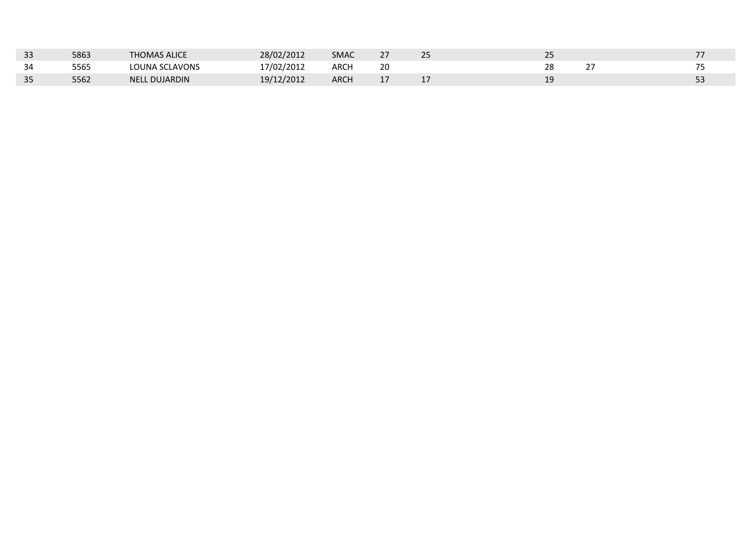| | | | | | | | | | | | |
|---|---|---|---|---|---|---|---|---|---|---|---|
| 33 | 5863 | THOMAS ALICE | 28/02/2012 | SMAC | 27 | 25 | | 25 | | | 77 |
| 34 | 5565 | LOUNA SCLAVONS | 17/02/2012 | ARCH | 20 | | | 28 | 27 | | 75 |
| 35 | 5562 | NELL DUJARDIN | 19/12/2012 | ARCH | 17 | 17 | | 19 | | | 53 |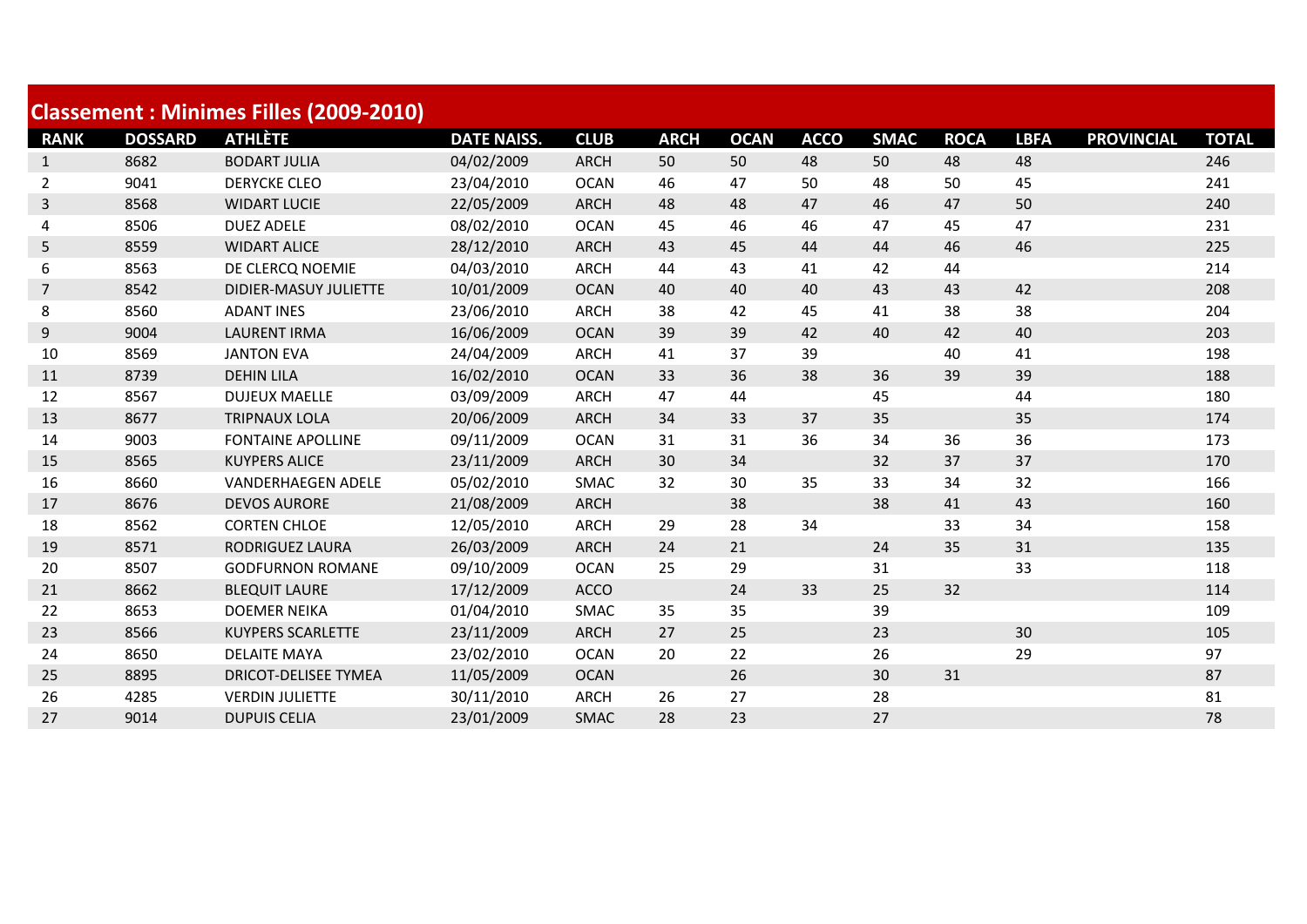## Classement : Minimes Filles (2009-2010)

| RANK | DOSSARD | ATHLÈTE | DATE NAISS. | CLUB | ARCH | OCAN | ACCO | SMAC | ROCA | LBFA | PROVINCIAL | TOTAL |
|---|---|---|---|---|---|---|---|---|---|---|---|---|
| 1 | 8682 | BODART JULIA | 04/02/2009 | ARCH | 50 | 50 | 48 | 50 | 48 | 48 | | 246 |
| 2 | 9041 | DERYCKE CLEO | 23/04/2010 | OCAN | 46 | 47 | 50 | 48 | 50 | 45 | | 241 |
| 3 | 8568 | WIDART LUCIE | 22/05/2009 | ARCH | 48 | 48 | 47 | 46 | 47 | 50 | | 240 |
| 4 | 8506 | DUEZ ADELE | 08/02/2010 | OCAN | 45 | 46 | 46 | 47 | 45 | 47 | | 231 |
| 5 | 8559 | WIDART ALICE | 28/12/2010 | ARCH | 43 | 45 | 44 | 44 | 46 | 46 | | 225 |
| 6 | 8563 | DE CLERCQ NOEMIE | 04/03/2010 | ARCH | 44 | 43 | 41 | 42 | 44 | | | 214 |
| 7 | 8542 | DIDIER-MASUY JULIETTE | 10/01/2009 | OCAN | 40 | 40 | 40 | 43 | 43 | 42 | | 208 |
| 8 | 8560 | ADANT INES | 23/06/2010 | ARCH | 38 | 42 | 45 | 41 | 38 | 38 | | 204 |
| 9 | 9004 | LAURENT IRMA | 16/06/2009 | OCAN | 39 | 39 | 42 | 40 | 42 | 40 | | 203 |
| 10 | 8569 | JANTON EVA | 24/04/2009 | ARCH | 41 | 37 | 39 | | 40 | 41 | | 198 |
| 11 | 8739 | DEHIN LILA | 16/02/2010 | OCAN | 33 | 36 | 38 | 36 | 39 | 39 | | 188 |
| 12 | 8567 | DUJEUX MAELLE | 03/09/2009 | ARCH | 47 | 44 | | 45 | | 44 | | 180 |
| 13 | 8677 | TRIPNAUX LOLA | 20/06/2009 | ARCH | 34 | 33 | 37 | 35 | | 35 | | 174 |
| 14 | 9003 | FONTAINE APOLLINE | 09/11/2009 | OCAN | 31 | 31 | 36 | 34 | 36 | 36 | | 173 |
| 15 | 8565 | KUYPERS ALICE | 23/11/2009 | ARCH | 30 | 34 | | 32 | 37 | 37 | | 170 |
| 16 | 8660 | VANDERHAEGEN ADELE | 05/02/2010 | SMAC | 32 | 30 | 35 | 33 | 34 | 32 | | 166 |
| 17 | 8676 | DEVOS AURORE | 21/08/2009 | ARCH | | 38 | | 38 | 41 | 43 | | 160 |
| 18 | 8562 | CORTEN CHLOE | 12/05/2010 | ARCH | 29 | 28 | 34 | | 33 | 34 | | 158 |
| 19 | 8571 | RODRIGUEZ LAURA | 26/03/2009 | ARCH | 24 | 21 | | 24 | 35 | 31 | | 135 |
| 20 | 8507 | GODFURNON ROMANE | 09/10/2009 | OCAN | 25 | 29 | | 31 | | 33 | | 118 |
| 21 | 8662 | BLEQUIT LAURE | 17/12/2009 | ACCO | | 24 | 33 | 25 | 32 | | | 114 |
| 22 | 8653 | DOEMER NEIKA | 01/04/2010 | SMAC | 35 | 35 | | 39 | | | | 109 |
| 23 | 8566 | KUYPERS SCARLETTE | 23/11/2009 | ARCH | 27 | 25 | | 23 | | 30 | | 105 |
| 24 | 8650 | DELAITE MAYA | 23/02/2010 | OCAN | 20 | 22 | | 26 | | 29 | | 97 |
| 25 | 8895 | DRICOT-DELISEE TYMEA | 11/05/2009 | OCAN | | 26 | | 30 | 31 | | | 87 |
| 26 | 4285 | VERDIN JULIETTE | 30/11/2010 | ARCH | 26 | 27 | | 28 | | | | 81 |
| 27 | 9014 | DUPUIS CELIA | 23/01/2009 | SMAC | 28 | 23 | | 27 | | | | 78 |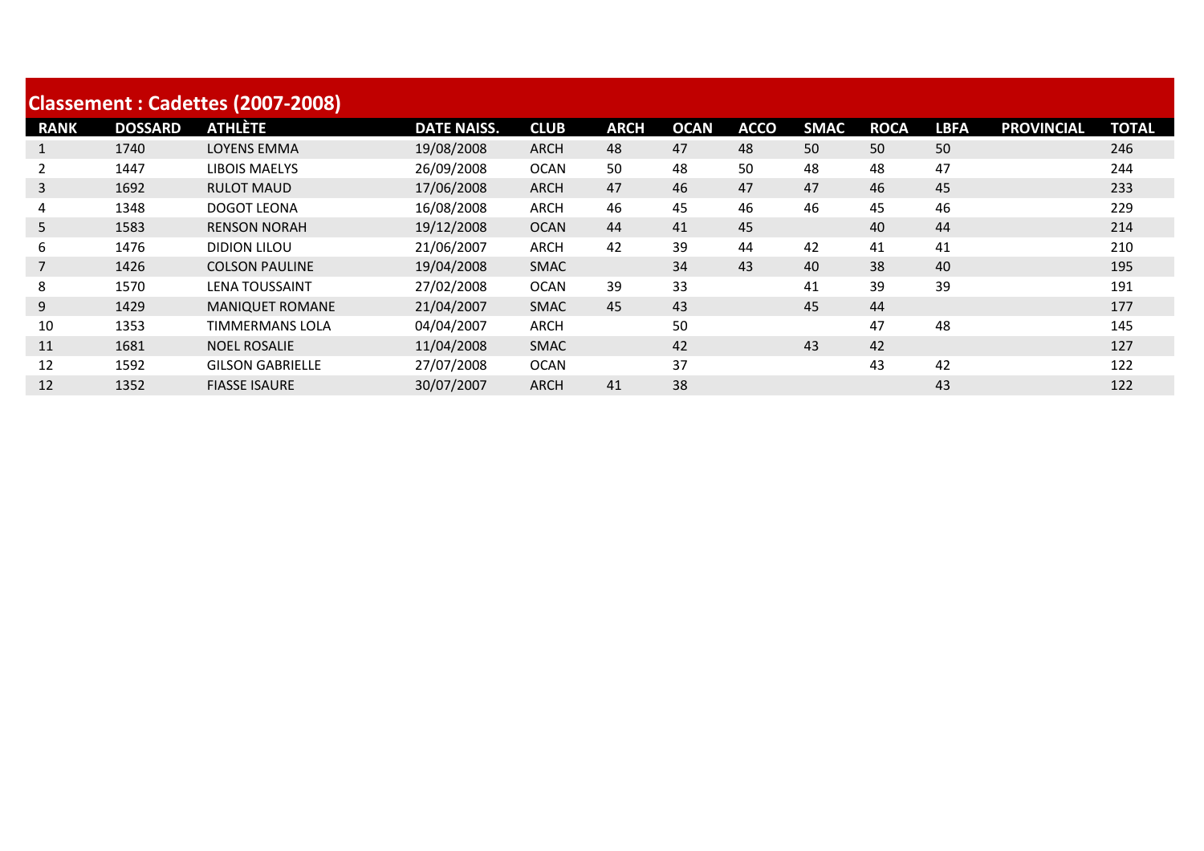## Classement : Cadettes (2007-2008)

| RANK | DOSSARD | ATHLÈTE | DATE NAISS. | CLUB | ARCH | OCAN | ACCO | SMAC | ROCA | LBFA | PROVINCIAL | TOTAL |
|---|---|---|---|---|---|---|---|---|---|---|---|---|
| 1 | 1740 | LOYENS EMMA | 19/08/2008 | ARCH | 48 | 47 | 48 | 50 | 50 | 50 | | 246 |
| 2 | 1447 | LIBOIS MAELYS | 26/09/2008 | OCAN | 50 | 48 | 50 | 48 | 48 | 47 | | 244 |
| 3 | 1692 | RULOT MAUD | 17/06/2008 | ARCH | 47 | 46 | 47 | 47 | 46 | 45 | | 233 |
| 4 | 1348 | DOGOT LEONA | 16/08/2008 | ARCH | 46 | 45 | 46 | 46 | 45 | 46 | | 229 |
| 5 | 1583 | RENSON NORAH | 19/12/2008 | OCAN | 44 | 41 | 45 | | 40 | 44 | | 214 |
| 6 | 1476 | DIDION LILOU | 21/06/2007 | ARCH | 42 | 39 | 44 | 42 | 41 | 41 | | 210 |
| 7 | 1426 | COLSON PAULINE | 19/04/2008 | SMAC | | 34 | 43 | 40 | 38 | 40 | | 195 |
| 8 | 1570 | LENA TOUSSAINT | 27/02/2008 | OCAN | 39 | 33 | | 41 | 39 | 39 | | 191 |
| 9 | 1429 | MANIQUET ROMANE | 21/04/2007 | SMAC | 45 | 43 | | 45 | 44 | | | 177 |
| 10 | 1353 | TIMMERMANS LOLA | 04/04/2007 | ARCH | | 50 | | | 47 | 48 | | 145 |
| 11 | 1681 | NOEL ROSALIE | 11/04/2008 | SMAC | | 42 | | 43 | 42 | | | 127 |
| 12 | 1592 | GILSON GABRIELLE | 27/07/2008 | OCAN | | 37 | | | 43 | 42 | | 122 |
| 12 | 1352 | FIASSE ISAURE | 30/07/2007 | ARCH | 41 | 38 | | | | 43 | | 122 |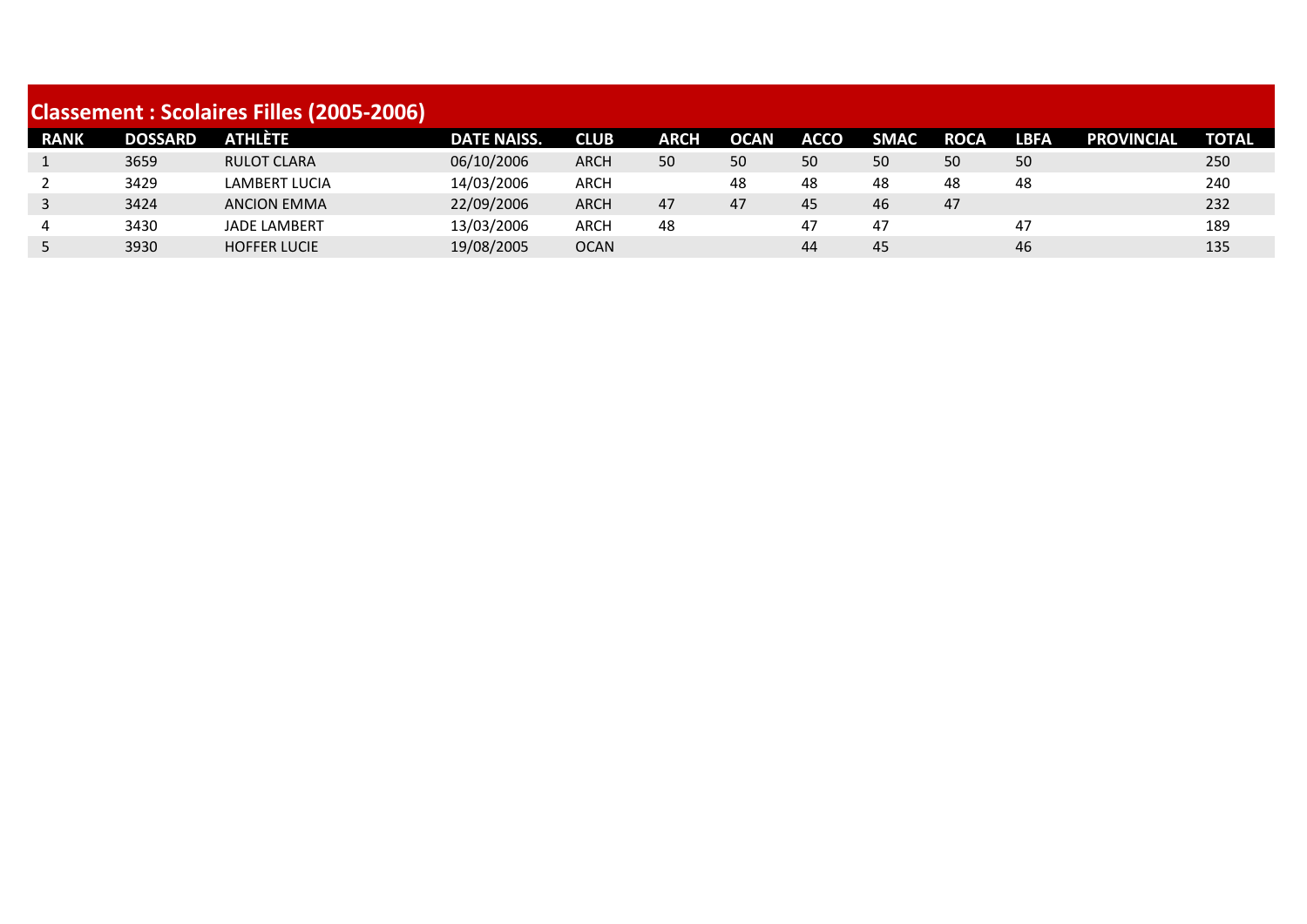## Classement : Scolaires Filles (2005-2006)

| RANK | DOSSARD | ATHLÈTE | DATE NAISS. | CLUB | ARCH | OCAN | ACCO | SMAC | ROCA | LBFA | PROVINCIAL | TOTAL |
|---|---|---|---|---|---|---|---|---|---|---|---|---|
| 1 | 3659 | RULOT CLARA | 06/10/2006 | ARCH | 50 | 50 | 50 | 50 | 50 | 50 | | 250 |
| 2 | 3429 | LAMBERT LUCIA | 14/03/2006 | ARCH | | 48 | 48 | 48 | 48 | 48 | | 240 |
| 3 | 3424 | ANCION EMMA | 22/09/2006 | ARCH | 47 | 47 | 45 | 46 | 47 | | | 232 |
| 4 | 3430 | JADE LAMBERT | 13/03/2006 | ARCH | 48 | | 47 | 47 | | 47 | | 189 |
| 5 | 3930 | HOFFER LUCIE | 19/08/2005 | OCAN | | | 44 | 45 | | 46 | | 135 |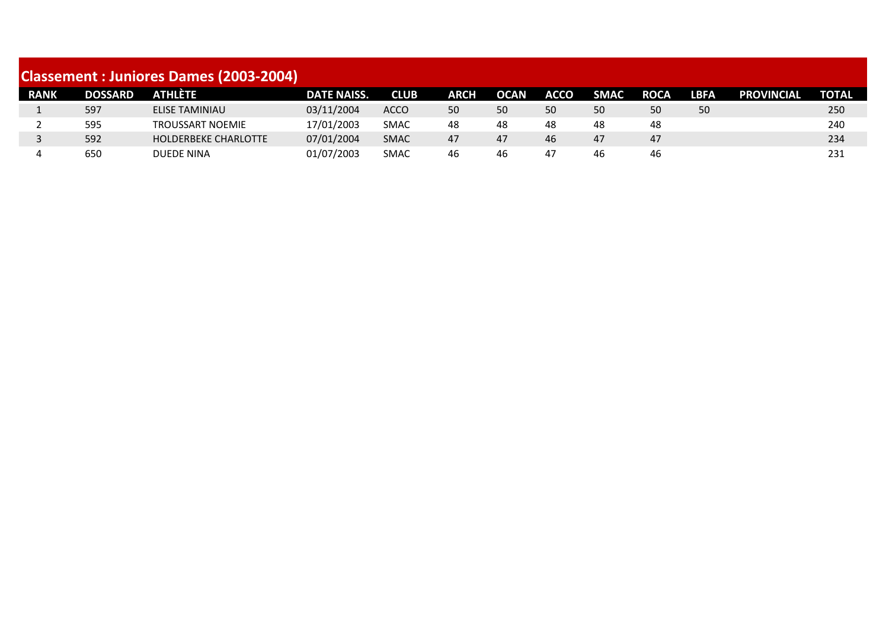## Classement : Juniores Dames (2003-2004)

| RANK | DOSSARD | ATHLÈTE | DATE NAISS. | CLUB | ARCH | OCAN | ACCO | SMAC | ROCA | LBFA | PROVINCIAL | TOTAL |
|---|---|---|---|---|---|---|---|---|---|---|---|---|
| 1 | 597 | ELISE TAMINIAU | 03/11/2004 | ACCO | 50 | 50 | 50 | 50 | 50 | 50 | | 250 |
| 2 | 595 | TROUSSART NOEMIE | 17/01/2003 | SMAC | 48 | 48 | 48 | 48 | 48 | | | 240 |
| 3 | 592 | HOLDERBEKE CHARLOTTE | 07/01/2004 | SMAC | 47 | 47 | 46 | 47 | 47 | | | 234 |
| 4 | 650 | DUEDE NINA | 01/07/2003 | SMAC | 46 | 46 | 47 | 46 | 46 | | | 231 |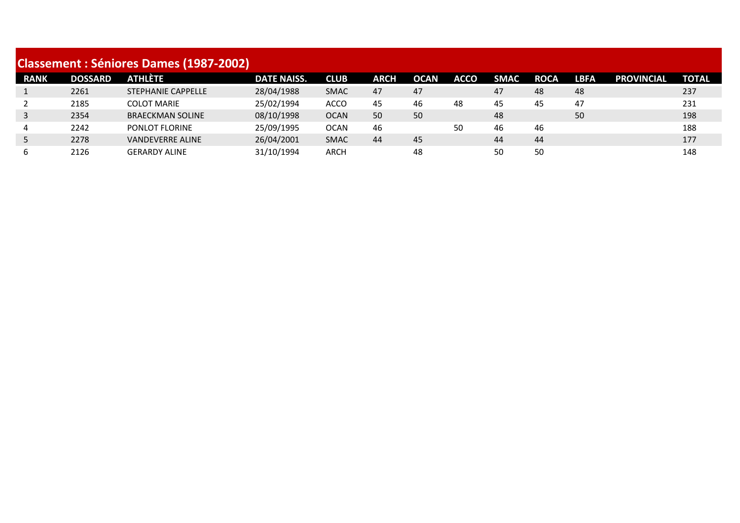## Classement : Séniores Dames (1987-2002)

| RANK | DOSSARD | ATHLÈTE | DATE NAISS. | CLUB | ARCH | OCAN | ACCO | SMAC | ROCA | LBFA | PROVINCIAL | TOTAL |
|---|---|---|---|---|---|---|---|---|---|---|---|---|
| 1 | 2261 | STEPHANIE CAPPELLE | 28/04/1988 | SMAC | 47 | 47 | | 47 | 48 | 48 | | 237 |
| 2 | 2185 | COLOT MARIE | 25/02/1994 | ACCO | 45 | 46 | 48 | 45 | 45 | 47 | | 231 |
| 3 | 2354 | BRAECKMAN SOLINE | 08/10/1998 | OCAN | 50 | 50 | | 48 | | 50 | | 198 |
| 4 | 2242 | PONLOT FLORINE | 25/09/1995 | OCAN | 46 | | 50 | 46 | 46 | | | 188 |
| 5 | 2278 | VANDEVERRE ALINE | 26/04/2001 | SMAC | 44 | 45 | | 44 | 44 | | | 177 |
| 6 | 2126 | GERARDY ALINE | 31/10/1994 | ARCH | | 48 | | 50 | 50 | | | 148 |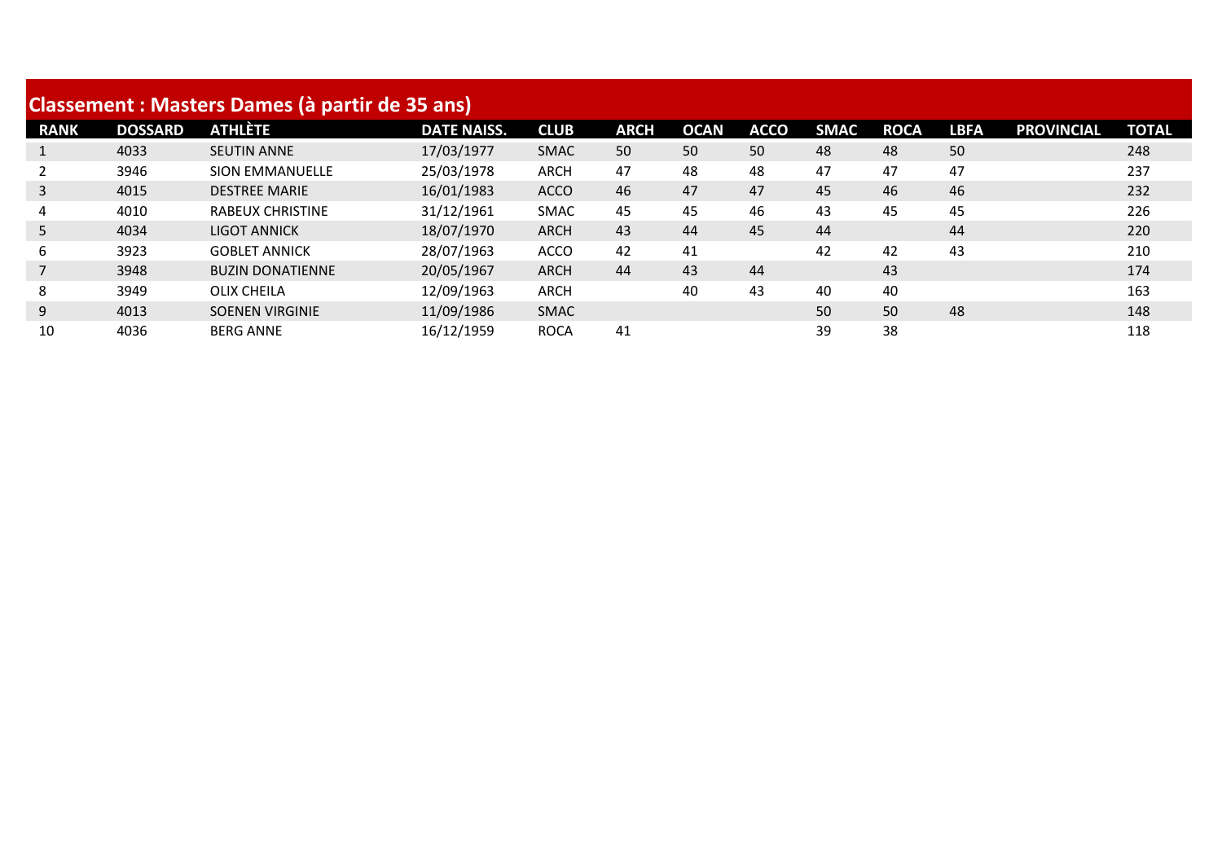## Classement : Masters Dames (à partir de 35 ans)

| RANK | DOSSARD | ATHLÈTE | DATE NAISS. | CLUB | ARCH | OCAN | ACCO | SMAC | ROCA | LBFA | PROVINCIAL | TOTAL |
|---|---|---|---|---|---|---|---|---|---|---|---|---|
| 1 | 4033 | SEUTIN ANNE | 17/03/1977 | SMAC | 50 | 50 | 50 | 48 | 48 | 50 | | 248 |
| 2 | 3946 | SION EMMANUELLE | 25/03/1978 | ARCH | 47 | 48 | 48 | 47 | 47 | 47 | | 237 |
| 3 | 4015 | DESTREE MARIE | 16/01/1983 | ACCO | 46 | 47 | 47 | 45 | 46 | 46 | | 232 |
| 4 | 4010 | RABEUX CHRISTINE | 31/12/1961 | SMAC | 45 | 45 | 46 | 43 | 45 | 45 | | 226 |
| 5 | 4034 | LIGOT ANNICK | 18/07/1970 | ARCH | 43 | 44 | 45 | 44 | | 44 | | 220 |
| 6 | 3923 | GOBLET ANNICK | 28/07/1963 | ACCO | 42 | 41 | | 42 | 42 | 43 | | 210 |
| 7 | 3948 | BUZIN DONATIENNE | 20/05/1967 | ARCH | 44 | 43 | 44 | | 43 | | | 174 |
| 8 | 3949 | OLIX CHEILA | 12/09/1963 | ARCH | | 40 | 43 | 40 | 40 | | | 163 |
| 9 | 4013 | SOENEN VIRGINIE | 11/09/1986 | SMAC | | | | 50 | 50 | 48 | | 148 |
| 10 | 4036 | BERG ANNE | 16/12/1959 | ROCA | 41 | | | 39 | 38 | | | 118 |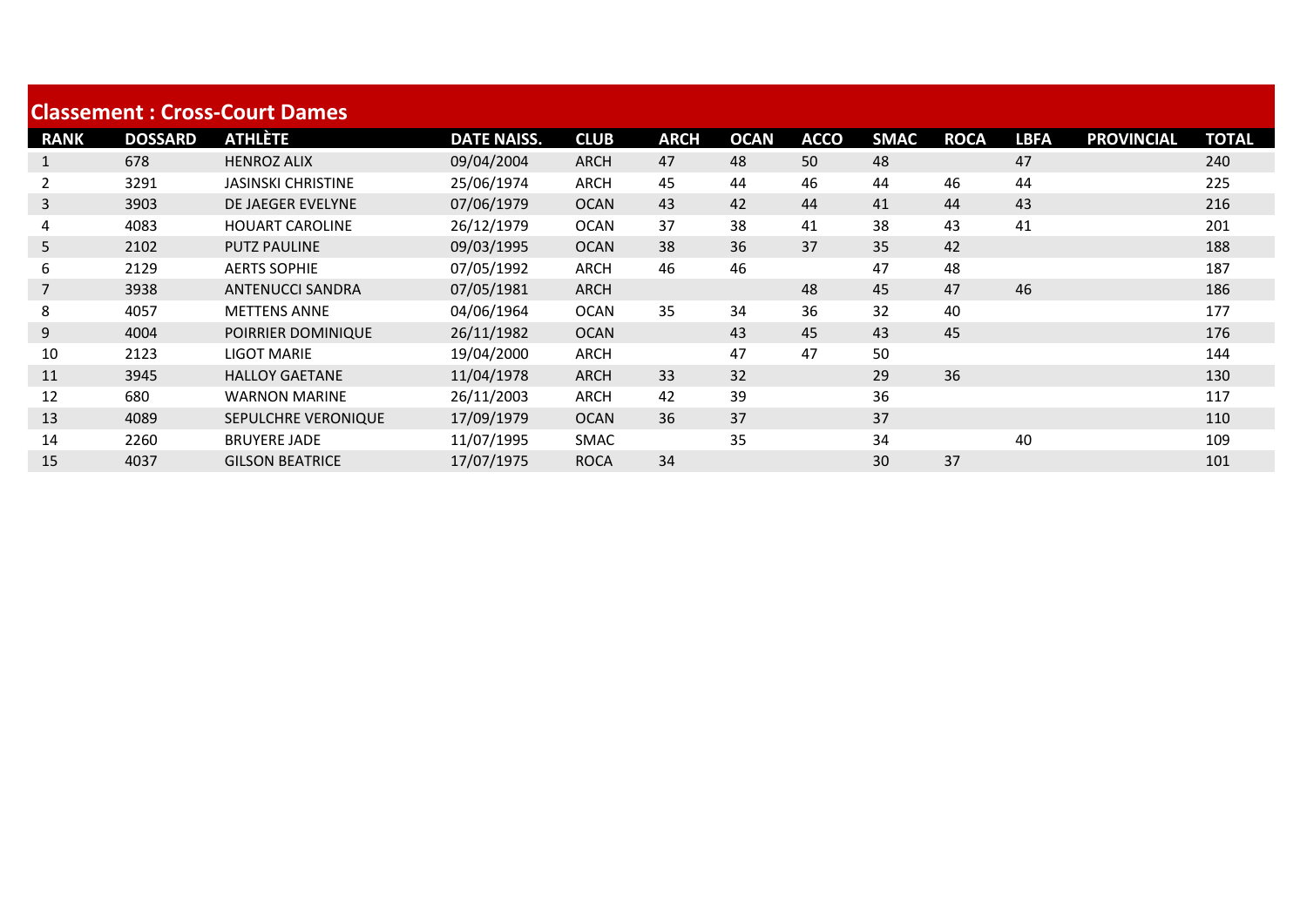## Classement : Cross-Court Dames

| RANK | DOSSARD | ATHLÈTE | DATE NAISS. | CLUB | ARCH | OCAN | ACCO | SMAC | ROCA | LBFA | PROVINCIAL | TOTAL |
|---|---|---|---|---|---|---|---|---|---|---|---|---|
| 1 | 678 | HENROZ ALIX | 09/04/2004 | ARCH | 47 | 48 | 50 | 48 | | 47 | | 240 |
| 2 | 3291 | JASINSKI CHRISTINE | 25/06/1974 | ARCH | 45 | 44 | 46 | 44 | 46 | 44 | | 225 |
| 3 | 3903 | DE JAEGER EVELYNE | 07/06/1979 | OCAN | 43 | 42 | 44 | 41 | 44 | 43 | | 216 |
| 4 | 4083 | HOUART CAROLINE | 26/12/1979 | OCAN | 37 | 38 | 41 | 38 | 43 | 41 | | 201 |
| 5 | 2102 | PUTZ PAULINE | 09/03/1995 | OCAN | 38 | 36 | 37 | 35 | 42 | | | 188 |
| 6 | 2129 | AERTS SOPHIE | 07/05/1992 | ARCH | 46 | 46 | | 47 | 48 | | | 187 |
| 7 | 3938 | ANTENUCCI SANDRA | 07/05/1981 | ARCH | | | 48 | 45 | 47 | 46 | | 186 |
| 8 | 4057 | METTENS ANNE | 04/06/1964 | OCAN | 35 | 34 | 36 | 32 | 40 | | | 177 |
| 9 | 4004 | POIRRIER DOMINIQUE | 26/11/1982 | OCAN | | 43 | 45 | 43 | 45 | | | 176 |
| 10 | 2123 | LIGOT MARIE | 19/04/2000 | ARCH | | 47 | 47 | 50 | | | | 144 |
| 11 | 3945 | HALLOY GAETANE | 11/04/1978 | ARCH | 33 | 32 | | 29 | 36 | | | 130 |
| 12 | 680 | WARNON MARINE | 26/11/2003 | ARCH | 42 | 39 | | 36 | | | | 117 |
| 13 | 4089 | SEPULCHRE VERONIQUE | 17/09/1979 | OCAN | 36 | 37 | | 37 | | | | 110 |
| 14 | 2260 | BRUYERE JADE | 11/07/1995 | SMAC | | 35 | | 34 | | 40 | | 109 |
| 15 | 4037 | GILSON BEATRICE | 17/07/1975 | ROCA | 34 | | | 30 | 37 | | | 101 |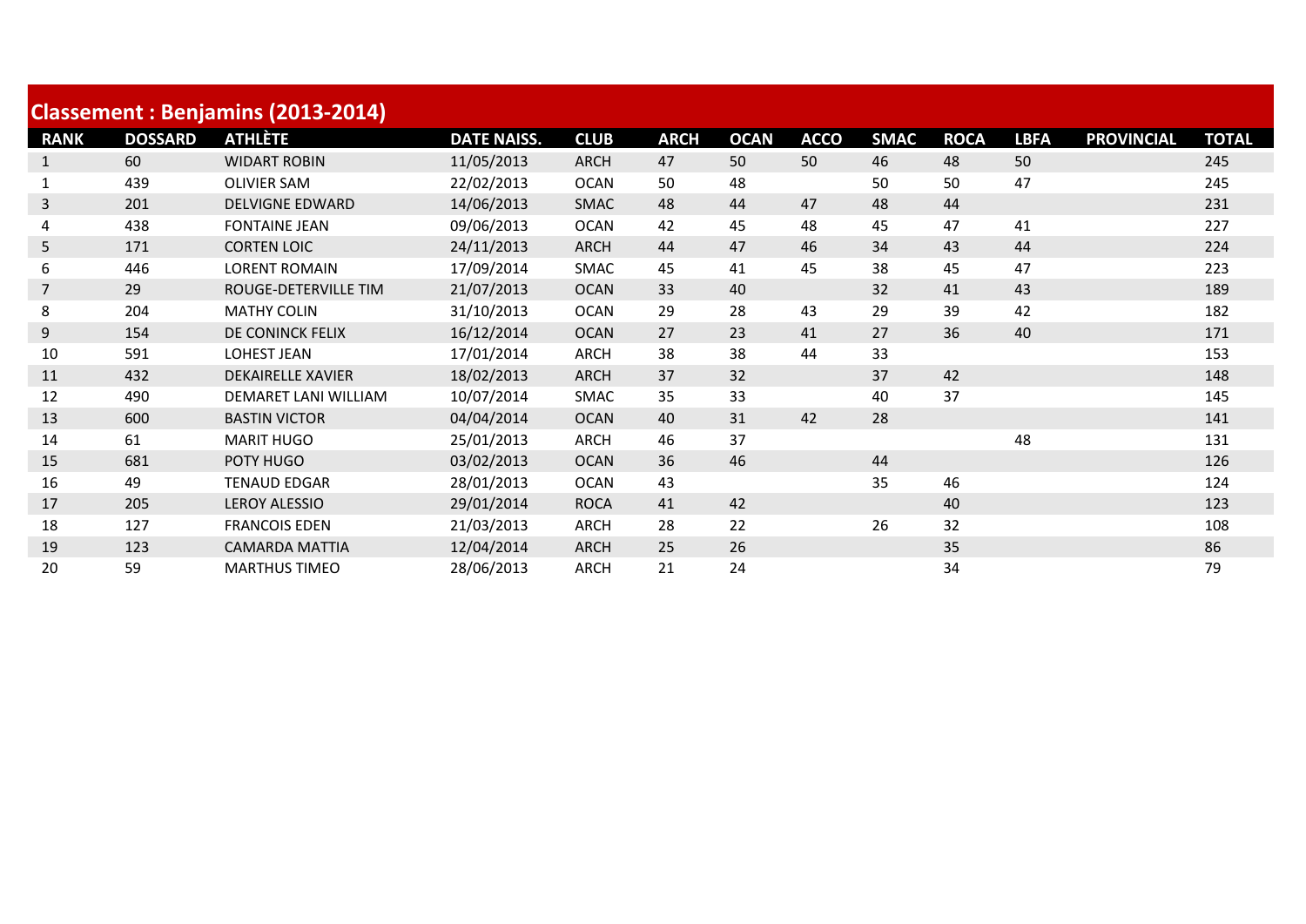## Classement : Benjamins (2013-2014)

| RANK | DOSSARD | ATHLÈTE | DATE NAISS. | CLUB | ARCH | OCAN | ACCO | SMAC | ROCA | LBFA | PROVINCIAL | TOTAL |
|---|---|---|---|---|---|---|---|---|---|---|---|---|
| 1 | 60 | WIDART ROBIN | 11/05/2013 | ARCH | 47 | 50 | 50 | 46 | 48 | 50 | | 245 |
| 1 | 439 | OLIVIER SAM | 22/02/2013 | OCAN | 50 | 48 | | 50 | 50 | 47 | | 245 |
| 3 | 201 | DELVIGNE EDWARD | 14/06/2013 | SMAC | 48 | 44 | 47 | 48 | 44 | | | 231 |
| 4 | 438 | FONTAINE JEAN | 09/06/2013 | OCAN | 42 | 45 | 48 | 45 | 47 | 41 | | 227 |
| 5 | 171 | CORTEN LOIC | 24/11/2013 | ARCH | 44 | 47 | 46 | 34 | 43 | 44 | | 224 |
| 6 | 446 | LORENT ROMAIN | 17/09/2014 | SMAC | 45 | 41 | 45 | 38 | 45 | 47 | | 223 |
| 7 | 29 | ROUGE-DETERVILLE TIM | 21/07/2013 | OCAN | 33 | 40 | | 32 | 41 | 43 | | 189 |
| 8 | 204 | MATHY COLIN | 31/10/2013 | OCAN | 29 | 28 | 43 | 29 | 39 | 42 | | 182 |
| 9 | 154 | DE CONINCK FELIX | 16/12/2014 | OCAN | 27 | 23 | 41 | 27 | 36 | 40 | | 171 |
| 10 | 591 | LOHEST JEAN | 17/01/2014 | ARCH | 38 | 38 | 44 | 33 | | | | 153 |
| 11 | 432 | DEKAIRELLE XAVIER | 18/02/2013 | ARCH | 37 | 32 | | 37 | 42 | | | 148 |
| 12 | 490 | DEMARET LANI WILLIAM | 10/07/2014 | SMAC | 35 | 33 | | 40 | 37 | | | 145 |
| 13 | 600 | BASTIN VICTOR | 04/04/2014 | OCAN | 40 | 31 | 42 | 28 | | | | 141 |
| 14 | 61 | MARIT HUGO | 25/01/2013 | ARCH | 46 | 37 | | | | 48 | | 131 |
| 15 | 681 | POTY HUGO | 03/02/2013 | OCAN | 36 | 46 | | 44 | | | | 126 |
| 16 | 49 | TENAUD EDGAR | 28/01/2013 | OCAN | 43 | | | 35 | 46 | | | 124 |
| 17 | 205 | LEROY ALESSIO | 29/01/2014 | ROCA | 41 | 42 | | | 40 | | | 123 |
| 18 | 127 | FRANCOIS EDEN | 21/03/2013 | ARCH | 28 | 22 | | 26 | 32 | | | 108 |
| 19 | 123 | CAMARDA MATTIA | 12/04/2014 | ARCH | 25 | 26 | | | 35 | | | 86 |
| 20 | 59 | MARTHUS TIMEO | 28/06/2013 | ARCH | 21 | 24 | | | 34 | | | 79 |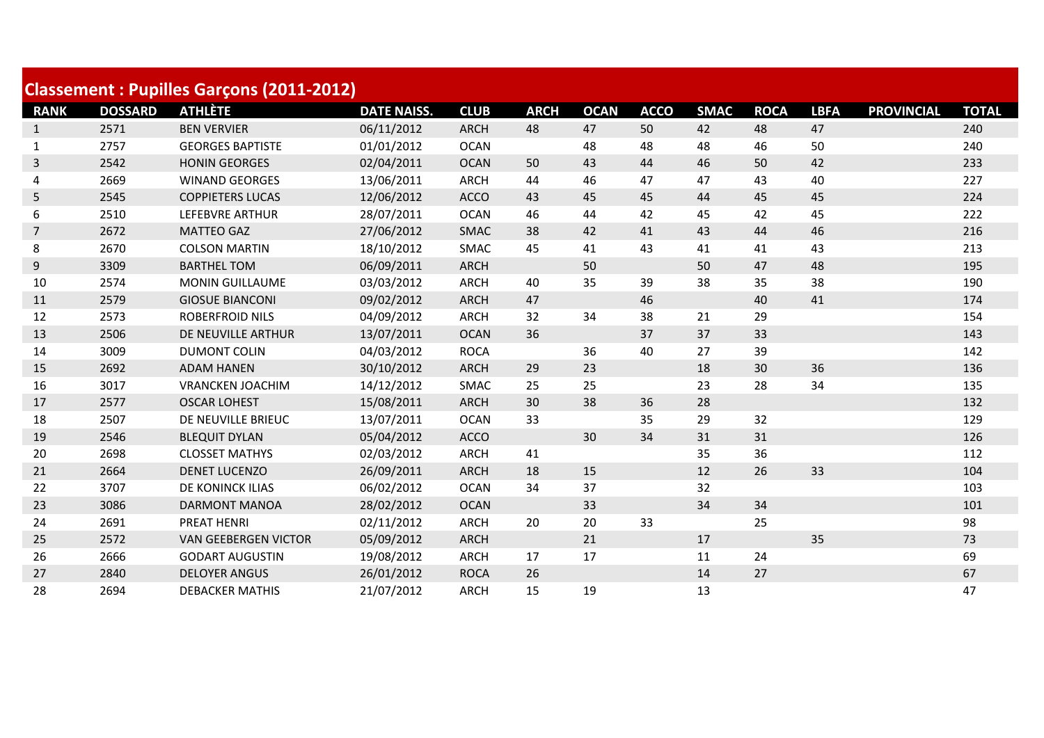## Classement : Pupilles Garçons (2011-2012)

| RANK | DOSSARD | ATHLÈTE | DATE NAISS. | CLUB | ARCH | OCAN | ACCO | SMAC | ROCA | LBFA | PROVINCIAL | TOTAL |
|---|---|---|---|---|---|---|---|---|---|---|---|---|
| 1 | 2571 | BEN VERVIER | 06/11/2012 | ARCH | 48 | 47 | 50 | 42 | 48 | 47 | | 240 |
| 1 | 2757 | GEORGES BAPTISTE | 01/01/2012 | OCAN | | 48 | 48 | 48 | 46 | 50 | | 240 |
| 3 | 2542 | HONIN GEORGES | 02/04/2011 | OCAN | 50 | 43 | 44 | 46 | 50 | 42 | | 233 |
| 4 | 2669 | WINAND GEORGES | 13/06/2011 | ARCH | 44 | 46 | 47 | 47 | 43 | 40 | | 227 |
| 5 | 2545 | COPPIETERS LUCAS | 12/06/2012 | ACCO | 43 | 45 | 45 | 44 | 45 | 45 | | 224 |
| 6 | 2510 | LEFEBVRE ARTHUR | 28/07/2011 | OCAN | 46 | 44 | 42 | 45 | 42 | 45 | | 222 |
| 7 | 2672 | MATTEO GAZ | 27/06/2012 | SMAC | 38 | 42 | 41 | 43 | 44 | 46 | | 216 |
| 8 | 2670 | COLSON MARTIN | 18/10/2012 | SMAC | 45 | 41 | 43 | 41 | 41 | 43 | | 213 |
| 9 | 3309 | BARTHEL TOM | 06/09/2011 | ARCH | | 50 | | 50 | 47 | 48 | | 195 |
| 10 | 2574 | MONIN GUILLAUME | 03/03/2012 | ARCH | 40 | 35 | 39 | 38 | 35 | 38 | | 190 |
| 11 | 2579 | GIOSUE BIANCONI | 09/02/2012 | ARCH | 47 | | 46 | | 40 | 41 | | 174 |
| 12 | 2573 | ROBERFROID NILS | 04/09/2012 | ARCH | 32 | 34 | 38 | 21 | 29 | | | 154 |
| 13 | 2506 | DE NEUVILLE ARTHUR | 13/07/2011 | OCAN | 36 | | 37 | 37 | 33 | | | 143 |
| 14 | 3009 | DUMONT COLIN | 04/03/2012 | ROCA | | 36 | 40 | 27 | 39 | | | 142 |
| 15 | 2692 | ADAM HANEN | 30/10/2012 | ARCH | 29 | 23 | | 18 | 30 | 36 | | 136 |
| 16 | 3017 | VRANCKEN JOACHIM | 14/12/2012 | SMAC | 25 | 25 | | 23 | 28 | 34 | | 135 |
| 17 | 2577 | OSCAR LOHEST | 15/08/2011 | ARCH | 30 | 38 | 36 | 28 | | | | 132 |
| 18 | 2507 | DE NEUVILLE BRIEUC | 13/07/2011 | OCAN | 33 | | 35 | 29 | 32 | | | 129 |
| 19 | 2546 | BLEQUIT DYLAN | 05/04/2012 | ACCO | | 30 | 34 | 31 | 31 | | | 126 |
| 20 | 2698 | CLOSSET MATHYS | 02/03/2012 | ARCH | 41 | | | 35 | 36 | | | 112 |
| 21 | 2664 | DENET LUCENZO | 26/09/2011 | ARCH | 18 | 15 | | 12 | 26 | 33 | | 104 |
| 22 | 3707 | DE KONINCK ILIAS | 06/02/2012 | OCAN | 34 | 37 | | 32 | | | | 103 |
| 23 | 3086 | DARMONT MANOA | 28/02/2012 | OCAN | | 33 | | 34 | 34 | | | 101 |
| 24 | 2691 | PREAT HENRI | 02/11/2012 | ARCH | 20 | 20 | 33 | | 25 | | | 98 |
| 25 | 2572 | VAN GEEBERGEN VICTOR | 05/09/2012 | ARCH | | 21 | | 17 | | 35 | | 73 |
| 26 | 2666 | GODART AUGUSTIN | 19/08/2012 | ARCH | 17 | 17 | | 11 | 24 | | | 69 |
| 27 | 2840 | DELOYER ANGUS | 26/01/2012 | ROCA | 26 | | | 14 | 27 | | | 67 |
| 28 | 2694 | DEBACKER MATHIS | 21/07/2012 | ARCH | 15 | 19 | | 13 | | | | 47 |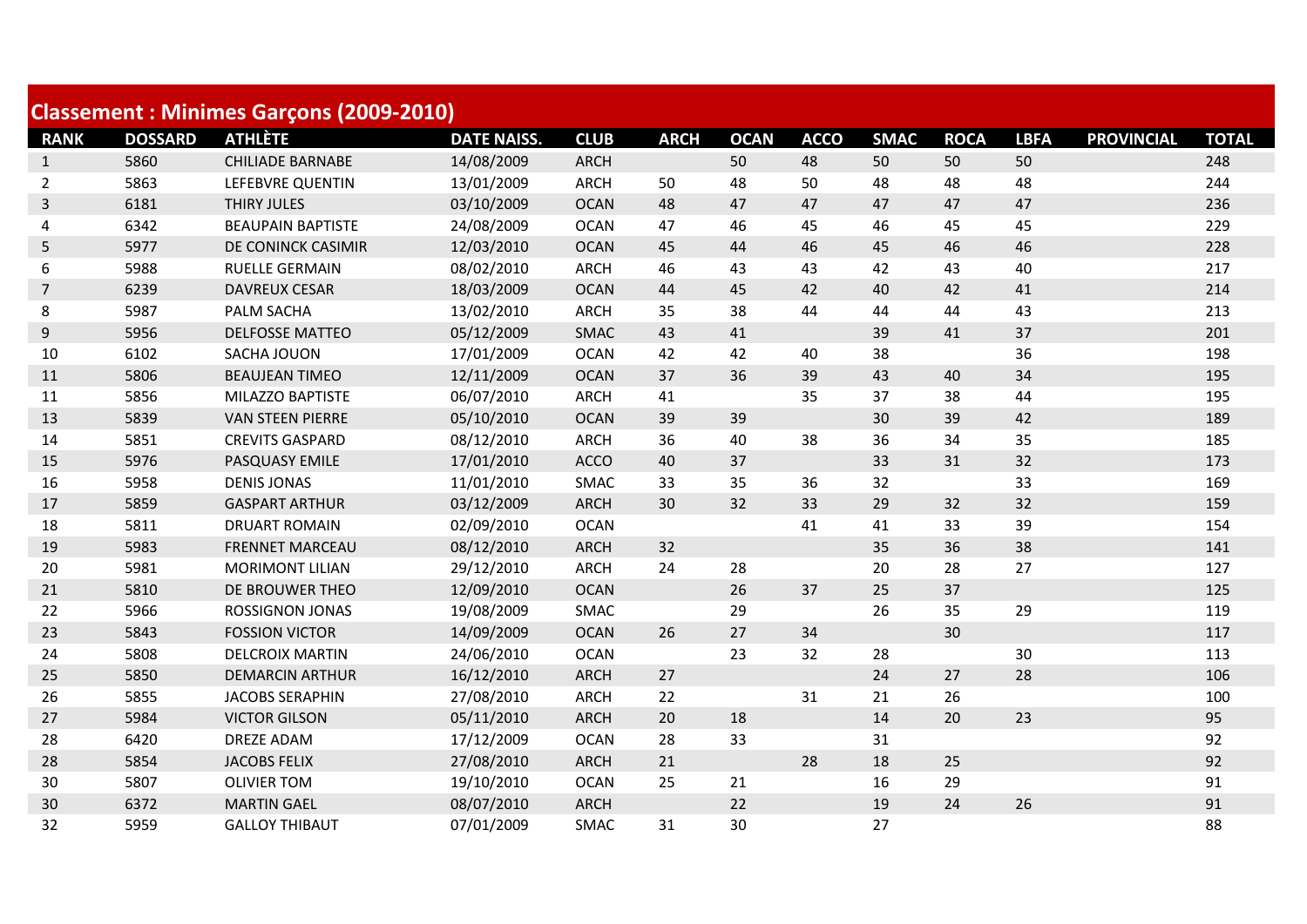## Classement : Minimes Garçons (2009-2010)

| RANK | DOSSARD | ATHLÈTE | DATE NAISS. | CLUB | ARCH | OCAN | ACCO | SMAC | ROCA | LBFA | PROVINCIAL | TOTAL |
|---|---|---|---|---|---|---|---|---|---|---|---|---|
| 1 | 5860 | CHILIADE BARNABE | 14/08/2009 | ARCH | | 50 | 48 | 50 | 50 | 50 | | 248 |
| 2 | 5863 | LEFEBVRE QUENTIN | 13/01/2009 | ARCH | 50 | 48 | 50 | 48 | 48 | 48 | | 244 |
| 3 | 6181 | THIRY JULES | 03/10/2009 | OCAN | 48 | 47 | 47 | 47 | 47 | 47 | | 236 |
| 4 | 6342 | BEAUPAIN BAPTISTE | 24/08/2009 | OCAN | 47 | 46 | 45 | 46 | 45 | 45 | | 229 |
| 5 | 5977 | DE CONINCK CASIMIR | 12/03/2010 | OCAN | 45 | 44 | 46 | 45 | 46 | 46 | | 228 |
| 6 | 5988 | RUELLE GERMAIN | 08/02/2010 | ARCH | 46 | 43 | 43 | 42 | 43 | 40 | | 217 |
| 7 | 6239 | DAVREUX CESAR | 18/03/2009 | OCAN | 44 | 45 | 42 | 40 | 42 | 41 | | 214 |
| 8 | 5987 | PALM SACHA | 13/02/2010 | ARCH | 35 | 38 | 44 | 44 | 44 | 43 | | 213 |
| 9 | 5956 | DELFOSSE MATTEO | 05/12/2009 | SMAC | 43 | 41 | | 39 | 41 | 37 | | 201 |
| 10 | 6102 | SACHA JOUON | 17/01/2009 | OCAN | 42 | 42 | 40 | 38 | | 36 | | 198 |
| 11 | 5806 | BEAUJEAN TIMEO | 12/11/2009 | OCAN | 37 | 36 | 39 | 43 | 40 | 34 | | 195 |
| 11 | 5856 | MILAZZO BAPTISTE | 06/07/2010 | ARCH | 41 | | 35 | 37 | 38 | 44 | | 195 |
| 13 | 5839 | VAN STEEN PIERRE | 05/10/2010 | OCAN | 39 | 39 | | 30 | 39 | 42 | | 189 |
| 14 | 5851 | CREVITS GASPARD | 08/12/2010 | ARCH | 36 | 40 | 38 | 36 | 34 | 35 | | 185 |
| 15 | 5976 | PASQUASY EMILE | 17/01/2010 | ACCO | 40 | 37 | | 33 | 31 | 32 | | 173 |
| 16 | 5958 | DENIS JONAS | 11/01/2010 | SMAC | 33 | 35 | 36 | 32 | | 33 | | 169 |
| 17 | 5859 | GASPART ARTHUR | 03/12/2009 | ARCH | 30 | 32 | 33 | 29 | 32 | 32 | | 159 |
| 18 | 5811 | DRUART ROMAIN | 02/09/2010 | OCAN | | | 41 | 41 | 33 | 39 | | 154 |
| 19 | 5983 | FRENNET MARCEAU | 08/12/2010 | ARCH | 32 | | | 35 | 36 | 38 | | 141 |
| 20 | 5981 | MORIMONT LILIAN | 29/12/2010 | ARCH | 24 | 28 | | 20 | 28 | 27 | | 127 |
| 21 | 5810 | DE BROUWER THEO | 12/09/2010 | OCAN | | 26 | 37 | 25 | 37 | | | 125 |
| 22 | 5966 | ROSSIGNON JONAS | 19/08/2009 | SMAC | | 29 | | 26 | 35 | 29 | | 119 |
| 23 | 5843 | FOSSION VICTOR | 14/09/2009 | OCAN | 26 | 27 | 34 | | 30 | | | 117 |
| 24 | 5808 | DELCROIX MARTIN | 24/06/2010 | OCAN | | 23 | 32 | 28 | | 30 | | 113 |
| 25 | 5850 | DEMARCIN ARTHUR | 16/12/2010 | ARCH | 27 | | | 24 | 27 | 28 | | 106 |
| 26 | 5855 | JACOBS SERAPHIN | 27/08/2010 | ARCH | 22 | | 31 | 21 | 26 | | | 100 |
| 27 | 5984 | VICTOR GILSON | 05/11/2010 | ARCH | 20 | 18 | | 14 | 20 | 23 | | 95 |
| 28 | 6420 | DREZE ADAM | 17/12/2009 | OCAN | 28 | 33 | | 31 | | | | 92 |
| 28 | 5854 | JACOBS FELIX | 27/08/2010 | ARCH | 21 | | 28 | 18 | 25 | | | 92 |
| 30 | 5807 | OLIVIER TOM | 19/10/2010 | OCAN | 25 | 21 | | 16 | 29 | | | 91 |
| 30 | 6372 | MARTIN GAEL | 08/07/2010 | ARCH | | 22 | | 19 | 24 | 26 | | 91 |
| 32 | 5959 | GALLOY THIBAUT | 07/01/2009 | SMAC | 31 | 30 | | 27 | | | | 88 |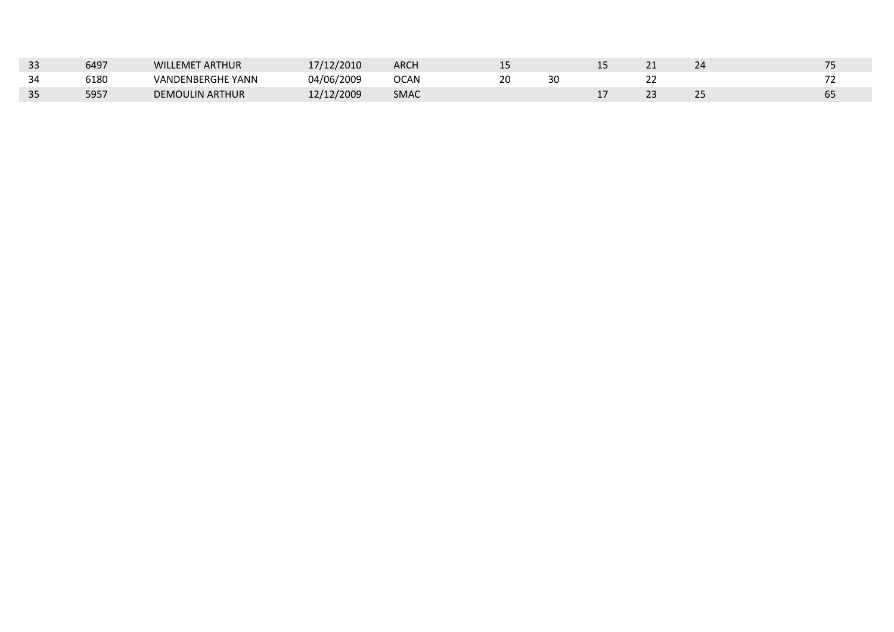| | | | | | | | | | | |
|---|---|---|---|---|---|---|---|---|---|---|
| 33 | 6497 | WILLEMET ARTHUR | 17/12/2010 | ARCH | 15 | | 15 | 21 | 24 | 75 |
| 34 | 6180 | VANDENBERGHE YANN | 04/06/2009 | OCAN | 20 | 30 | | 22 | | 72 |
| 35 | 5957 | DEMOULIN ARTHUR | 12/12/2009 | SMAC | | | 17 | 23 | 25 | 65 |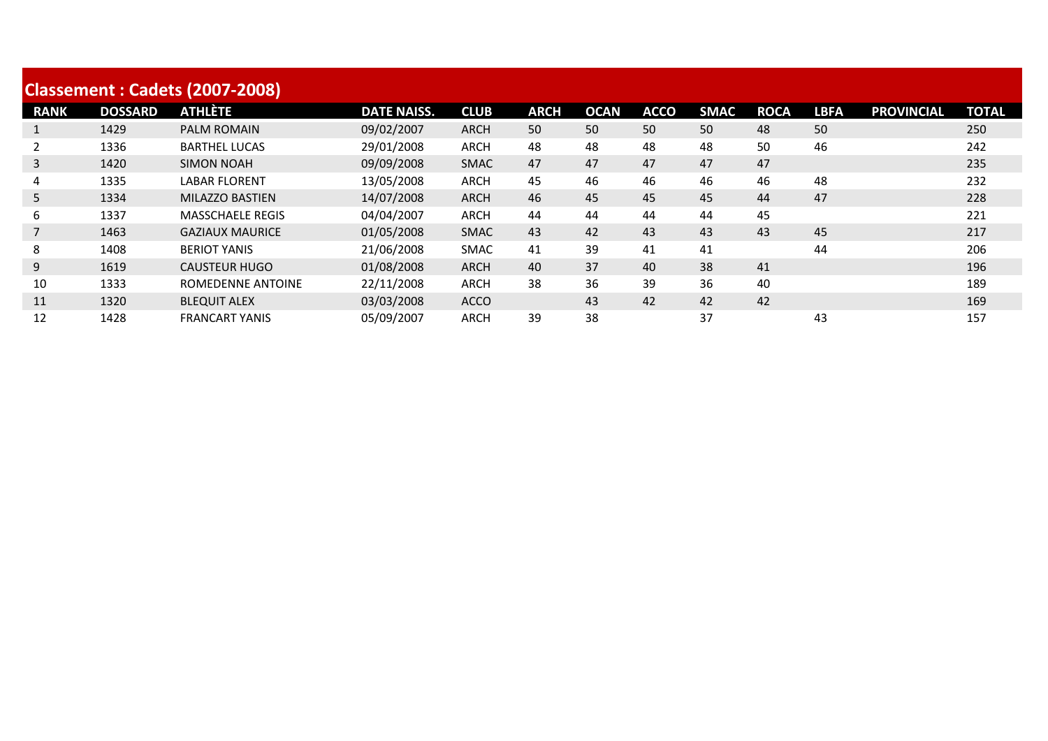## Classement : Cadets (2007-2008)

| RANK | DOSSARD | ATHLÈTE | DATE NAISS. | CLUB | ARCH | OCAN | ACCO | SMAC | ROCA | LBFA | PROVINCIAL | TOTAL |
|---|---|---|---|---|---|---|---|---|---|---|---|---|
| 1 | 1429 | PALM ROMAIN | 09/02/2007 | ARCH | 50 | 50 | 50 | 50 | 48 | 50 | | 250 |
| 2 | 1336 | BARTHEL LUCAS | 29/01/2008 | ARCH | 48 | 48 | 48 | 48 | 50 | 46 | | 242 |
| 3 | 1420 | SIMON NOAH | 09/09/2008 | SMAC | 47 | 47 | 47 | 47 | 47 | | | 235 |
| 4 | 1335 | LABAR FLORENT | 13/05/2008 | ARCH | 45 | 46 | 46 | 46 | 46 | 48 | | 232 |
| 5 | 1334 | MILAZZO BASTIEN | 14/07/2008 | ARCH | 46 | 45 | 45 | 45 | 44 | 47 | | 228 |
| 6 | 1337 | MASSCHAELE REGIS | 04/04/2007 | ARCH | 44 | 44 | 44 | 44 | 45 | | | 221 |
| 7 | 1463 | GAZIAUX MAURICE | 01/05/2008 | SMAC | 43 | 42 | 43 | 43 | 43 | 45 | | 217 |
| 8 | 1408 | BERIOT YANIS | 21/06/2008 | SMAC | 41 | 39 | 41 | 41 | | 44 | | 206 |
| 9 | 1619 | CAUSTEUR HUGO | 01/08/2008 | ARCH | 40 | 37 | 40 | 38 | 41 | | | 196 |
| 10 | 1333 | ROMEDENNE ANTOINE | 22/11/2008 | ARCH | 38 | 36 | 39 | 36 | 40 | | | 189 |
| 11 | 1320 | BLEQUIT ALEX | 03/03/2008 | ACCO | | 43 | 42 | 42 | 42 | | | 169 |
| 12 | 1428 | FRANCART YANIS | 05/09/2007 | ARCH | 39 | 38 | | 37 | | 43 | | 157 |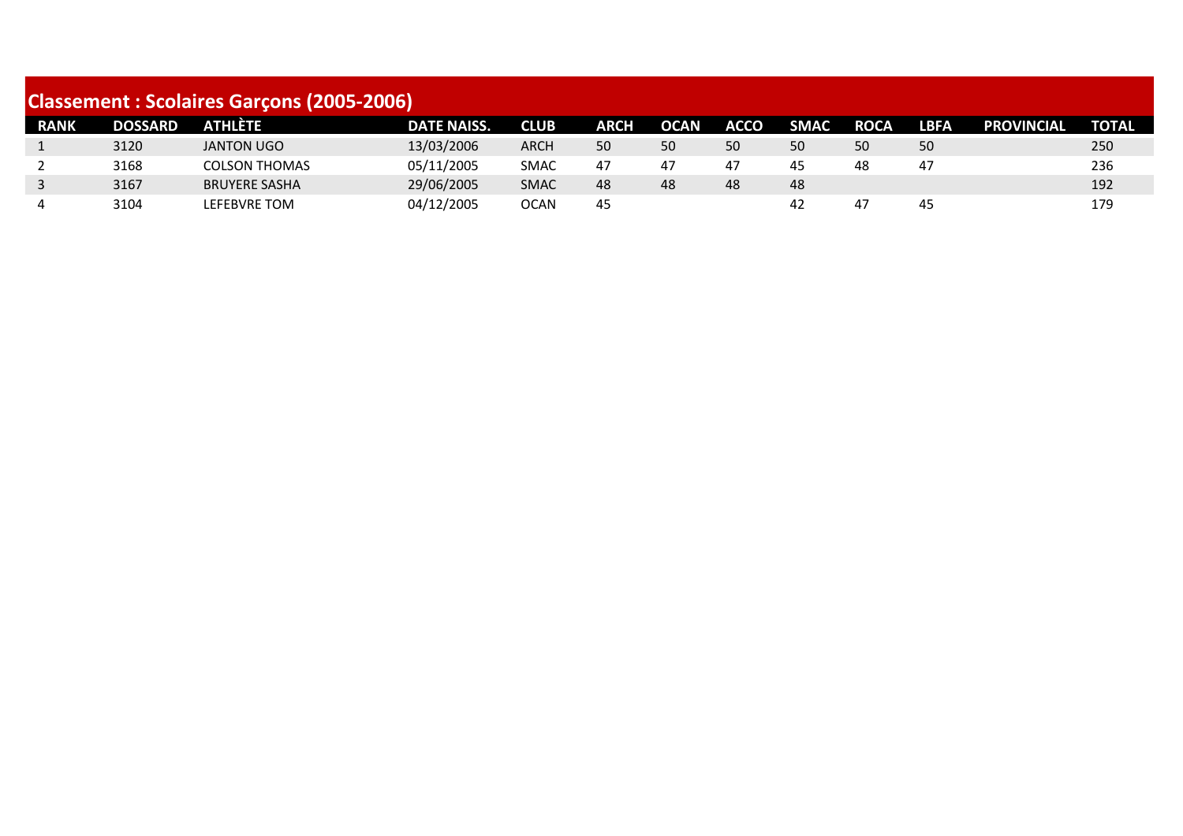## Classement : Scolaires Garçons (2005-2006)

| RANK | DOSSARD | ATHLÈTE | DATE NAISS. | CLUB | ARCH | OCAN | ACCO | SMAC | ROCA | LBFA | PROVINCIAL | TOTAL |
|---|---|---|---|---|---|---|---|---|---|---|---|---|
| 1 | 3120 | JANTON UGO | 13/03/2006 | ARCH | 50 | 50 | 50 | 50 | 50 | 50 | | 250 |
| 2 | 3168 | COLSON THOMAS | 05/11/2005 | SMAC | 47 | 47 | 47 | 45 | 48 | 47 | | 236 |
| 3 | 3167 | BRUYERE SASHA | 29/06/2005 | SMAC | 48 | 48 | 48 | 48 | | | | 192 |
| 4 | 3104 | LEFEBVRE TOM | 04/12/2005 | OCAN | 45 | | | 42 | 47 | 45 | | 179 |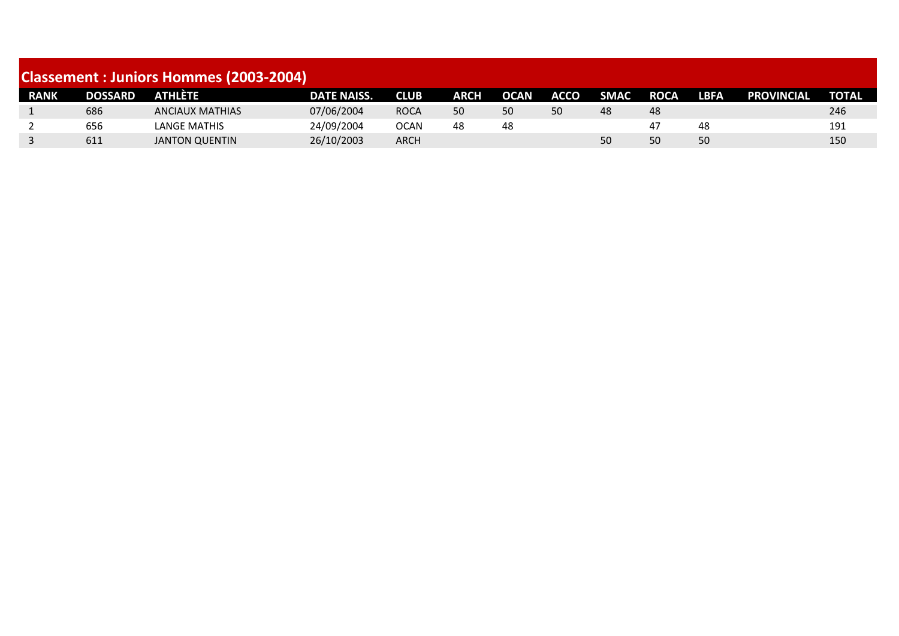## Classement : Juniors Hommes (2003-2004)

| RANK | DOSSARD | ATHLÈTE | DATE NAISS. | CLUB | ARCH | OCAN | ACCO | SMAC | ROCA | LBFA | PROVINCIAL | TOTAL |
|---|---|---|---|---|---|---|---|---|---|---|---|---|
| 1 | 686 | ANCIAUX MATHIAS | 07/06/2004 | ROCA | 50 | 50 | 50 | 48 | 48 | | | 246 |
| 2 | 656 | LANGE MATHIS | 24/09/2004 | OCAN | 48 | 48 | | | 47 | 48 | | 191 |
| 3 | 611 | JANTON QUENTIN | 26/10/2003 | ARCH | | | | 50 | 50 | 50 | | 150 |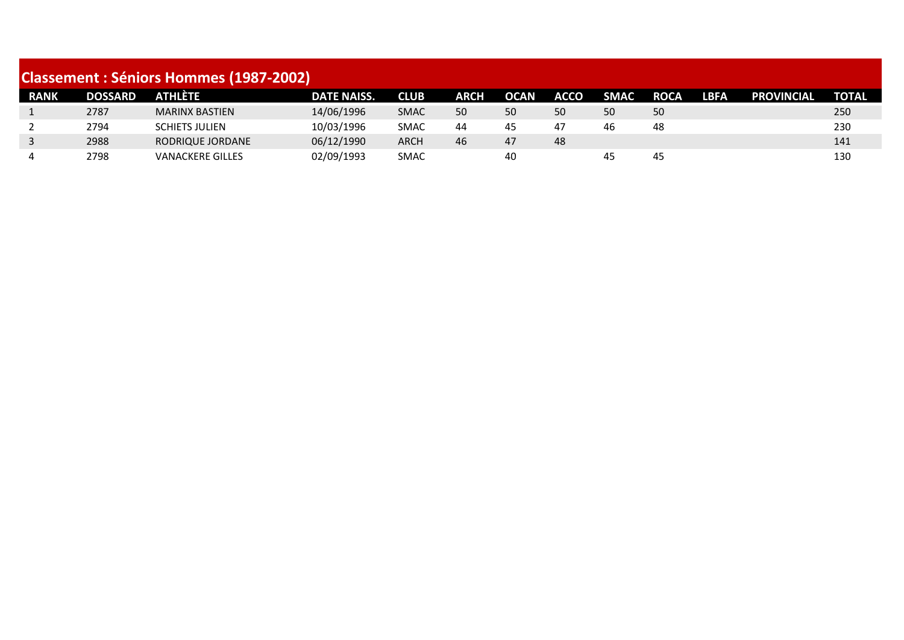## Classement : Séniors Hommes (1987-2002)

| RANK | DOSSARD | ATHLÈTE | DATE NAISS. | CLUB | ARCH | OCAN | ACCO | SMAC | ROCA | LBFA | PROVINCIAL | TOTAL |
|---|---|---|---|---|---|---|---|---|---|---|---|---|
| 1 | 2787 | MARINX BASTIEN | 14/06/1996 | SMAC | 50 | 50 | 50 | 50 | 50 | | | 250 |
| 2 | 2794 | SCHIETS JULIEN | 10/03/1996 | SMAC | 44 | 45 | 47 | 46 | 48 | | | 230 |
| 3 | 2988 | RODRIQUE JORDANE | 06/12/1990 | ARCH | 46 | 47 | 48 | | | | | 141 |
| 4 | 2798 | VANACKERE GILLES | 02/09/1993 | SMAC | | 40 | | 45 | 45 | | | 130 |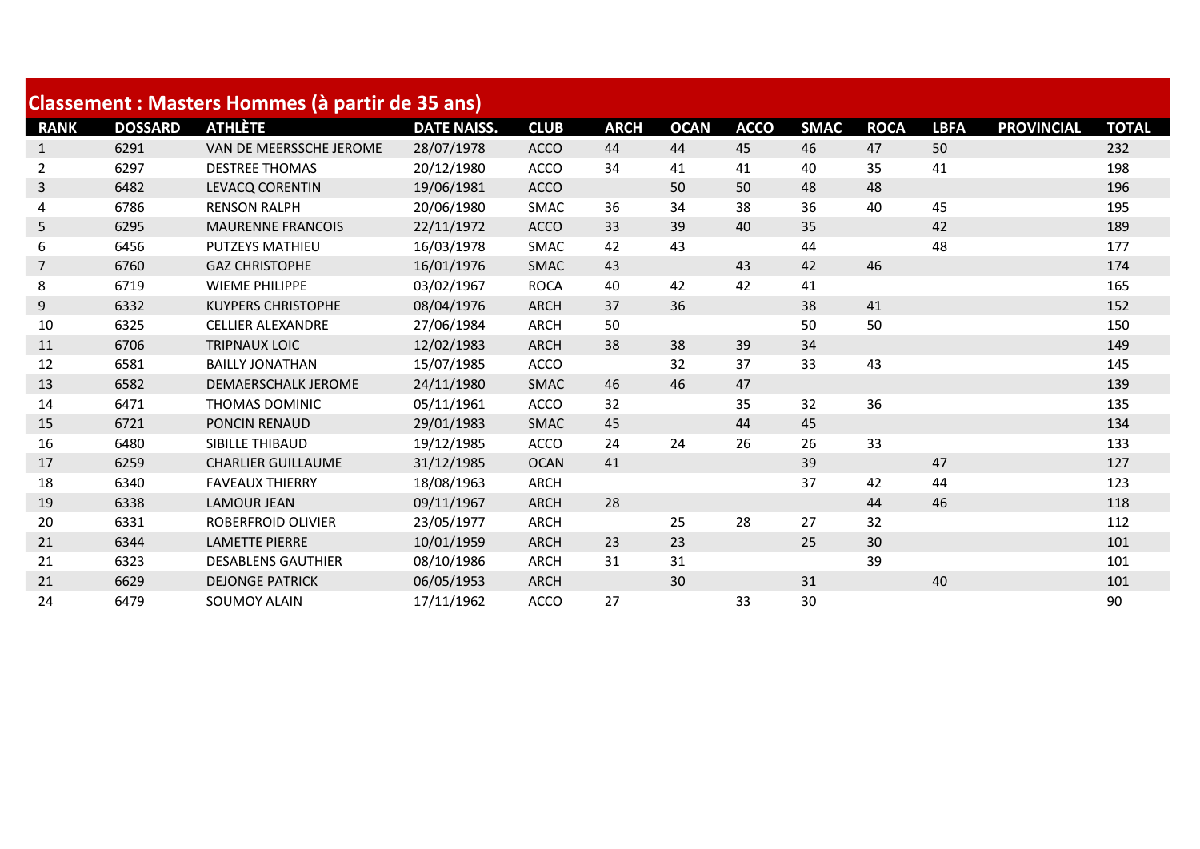## Classement : Masters Hommes (à partir de 35 ans)

| RANK | DOSSARD | ATHLÈTE | DATE NAISS. | CLUB | ARCH | OCAN | ACCO | SMAC | ROCA | LBFA | PROVINCIAL | TOTAL |
|---|---|---|---|---|---|---|---|---|---|---|---|---|
| 1 | 6291 | VAN DE MEERSSCHE JEROME | 28/07/1978 | ACCO | 44 | 44 | 45 | 46 | 47 | 50 | | 232 |
| 2 | 6297 | DESTREE THOMAS | 20/12/1980 | ACCO | 34 | 41 | 41 | 40 | 35 | 41 | | 198 |
| 3 | 6482 | LEVACQ CORENTIN | 19/06/1981 | ACCO | | 50 | 50 | 48 | 48 | | | 196 |
| 4 | 6786 | RENSON RALPH | 20/06/1980 | SMAC | 36 | 34 | 38 | 36 | 40 | 45 | | 195 |
| 5 | 6295 | MAURENNE FRANCOIS | 22/11/1972 | ACCO | 33 | 39 | 40 | 35 | | 42 | | 189 |
| 6 | 6456 | PUTZEYS MATHIEU | 16/03/1978 | SMAC | 42 | 43 | | 44 | | 48 | | 177 |
| 7 | 6760 | GAZ CHRISTOPHE | 16/01/1976 | SMAC | 43 | | 43 | 42 | 46 | | | 174 |
| 8 | 6719 | WIEME PHILIPPE | 03/02/1967 | ROCA | 40 | 42 | 42 | 41 | | | | 165 |
| 9 | 6332 | KUYPERS CHRISTOPHE | 08/04/1976 | ARCH | 37 | 36 | | 38 | 41 | | | 152 |
| 10 | 6325 | CELLIER ALEXANDRE | 27/06/1984 | ARCH | 50 | | | 50 | 50 | | | 150 |
| 11 | 6706 | TRIPNAUX LOIC | 12/02/1983 | ARCH | 38 | 38 | 39 | 34 | | | | 149 |
| 12 | 6581 | BAILLY JONATHAN | 15/07/1985 | ACCO | | 32 | 37 | 33 | 43 | | | 145 |
| 13 | 6582 | DEMAERSCHALK JEROME | 24/11/1980 | SMAC | 46 | 46 | 47 | | | | | 139 |
| 14 | 6471 | THOMAS DOMINIC | 05/11/1961 | ACCO | 32 | | 35 | 32 | 36 | | | 135 |
| 15 | 6721 | PONCIN RENAUD | 29/01/1983 | SMAC | 45 | | 44 | 45 | | | | 134 |
| 16 | 6480 | SIBILLE THIBAUD | 19/12/1985 | ACCO | 24 | 24 | 26 | 26 | 33 | | | 133 |
| 17 | 6259 | CHARLIER GUILLAUME | 31/12/1985 | OCAN | 41 | | | 39 | | 47 | | 127 |
| 18 | 6340 | FAVEAUX THIERRY | 18/08/1963 | ARCH | | | | 37 | 42 | 44 | | 123 |
| 19 | 6338 | LAMOUR JEAN | 09/11/1967 | ARCH | 28 | | | | 44 | 46 | | 118 |
| 20 | 6331 | ROBERFROID OLIVIER | 23/05/1977 | ARCH | | 25 | 28 | 27 | 32 | | | 112 |
| 21 | 6344 | LAMETTE PIERRE | 10/01/1959 | ARCH | 23 | 23 | | 25 | 30 | | | 101 |
| 21 | 6323 | DESABLENS GAUTHIER | 08/10/1986 | ARCH | 31 | 31 | | | 39 | | | 101 |
| 21 | 6629 | DEJONGE PATRICK | 06/05/1953 | ARCH | | 30 | | 31 | | 40 | | 101 |
| 24 | 6479 | SOUMOY ALAIN | 17/11/1962 | ACCO | 27 | | 33 | 30 | | | | 90 |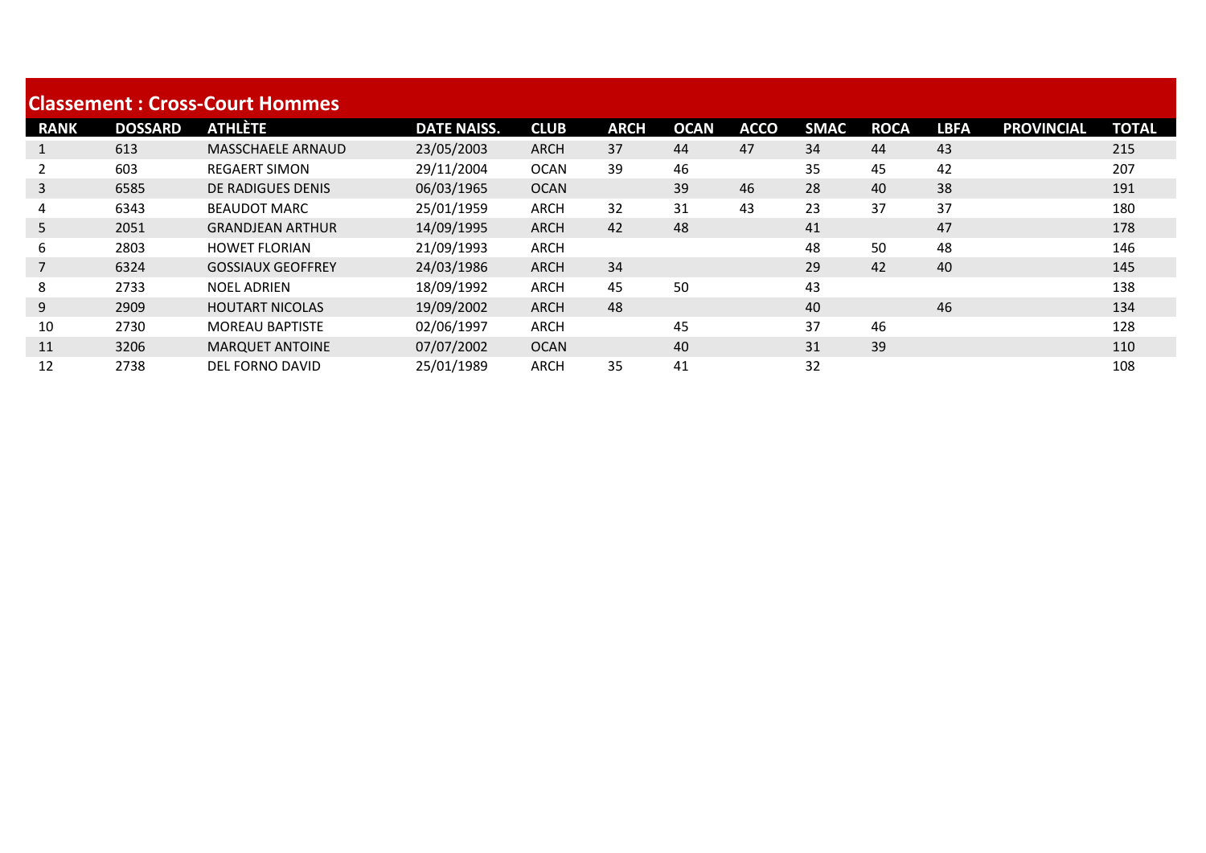## Classement : Cross-Court Hommes

| RANK | DOSSARD | ATHLÈTE | DATE NAISS. | CLUB | ARCH | OCAN | ACCO | SMAC | ROCA | LBFA | PROVINCIAL | TOTAL |
|---|---|---|---|---|---|---|---|---|---|---|---|---|
| 1 | 613 | MASSCHAELE ARNAUD | 23/05/2003 | ARCH | 37 | 44 | 47 | 34 | 44 | 43 | | 215 |
| 2 | 603 | REGAERT SIMON | 29/11/2004 | OCAN | 39 | 46 | | 35 | 45 | 42 | | 207 |
| 3 | 6585 | DE RADIGUES DENIS | 06/03/1965 | OCAN | | 39 | 46 | 28 | 40 | 38 | | 191 |
| 4 | 6343 | BEAUDOT MARC | 25/01/1959 | ARCH | 32 | 31 | 43 | 23 | 37 | 37 | | 180 |
| 5 | 2051 | GRANDJEAN ARTHUR | 14/09/1995 | ARCH | 42 | 48 | | 41 | | 47 | | 178 |
| 6 | 2803 | HOWET FLORIAN | 21/09/1993 | ARCH | | | | 48 | 50 | 48 | | 146 |
| 7 | 6324 | GOSSIAUX GEOFFREY | 24/03/1986 | ARCH | 34 | | | 29 | 42 | 40 | | 145 |
| 8 | 2733 | NOEL ADRIEN | 18/09/1992 | ARCH | 45 | 50 | | 43 | | | | 138 |
| 9 | 2909 | HOUTART NICOLAS | 19/09/2002 | ARCH | 48 | | | 40 | | 46 | | 134 |
| 10 | 2730 | MOREAU BAPTISTE | 02/06/1997 | ARCH | | 45 | | 37 | 46 | | | 128 |
| 11 | 3206 | MARQUET ANTOINE | 07/07/2002 | OCAN | | 40 | | 31 | 39 | | | 110 |
| 12 | 2738 | DEL FORNO DAVID | 25/01/1989 | ARCH | 35 | 41 | | 32 | | | | 108 |